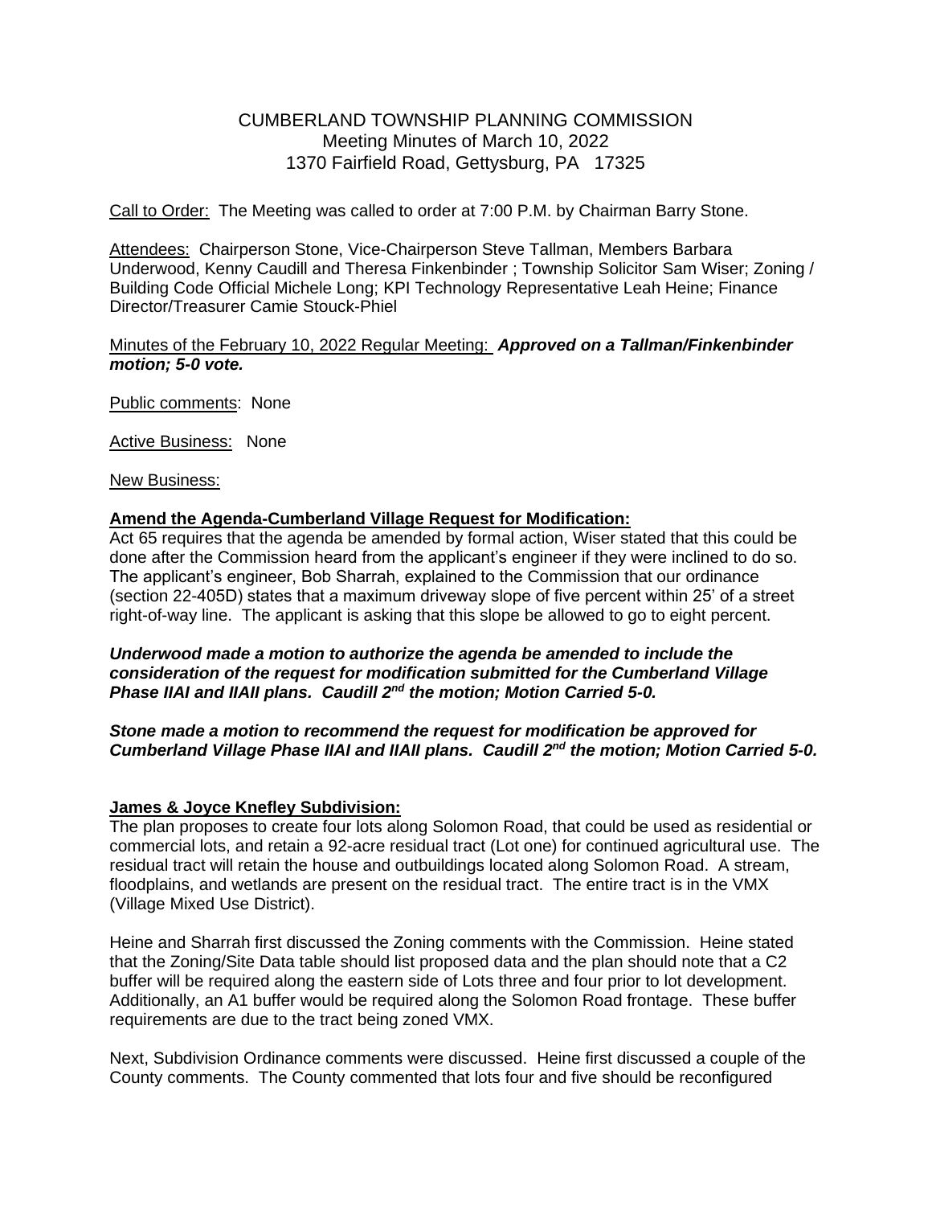# CUMBERLAND TOWNSHIP PLANNING COMMISSION

Meeting Minutes of March 10, 2022
1370 Fairfield Road, Gettysburg, PA 17325

Call to Order: The Meeting was called to order at 7:00 P.M. by Chairman Barry Stone.

Attendees: Chairperson Stone, Vice-Chairperson Steve Tallman, Members Barbara Underwood, Kenny Caudill and Theresa Finkenbinder ; Township Solicitor Sam Wiser; Zoning / Building Code Official Michele Long; KPI Technology Representative Leah Heine; Finance Director/Treasurer Camie Stouck-Phiel

Minutes of the February 10, 2022 Regular Meeting: ***Approved on a Tallman/Finkenbinder motion; 5-0 vote.***

Public comments: None

Active Business: None

New Business:

**Amend the Agenda-Cumberland Village Request for Modification:**

Act 65 requires that the agenda be amended by formal action, Wiser stated that this could be done after the Commission heard from the applicant's engineer if they were inclined to do so. The applicant's engineer, Bob Sharrah, explained to the Commission that our ordinance (section 22-405D) states that a maximum driveway slope of five percent within 25' of a street right-of-way line. The applicant is asking that this slope be allowed to go to eight percent.

***Underwood made a motion to authorize the agenda be amended to include the consideration of the request for modification submitted for the Cumberland Village Phase IIAI and IIAII plans. Caudill 2nd the motion; Motion Carried 5-0.***

***Stone made a motion to recommend the request for modification be approved for Cumberland Village Phase IIAI and IIAII plans. Caudill 2nd the motion; Motion Carried 5-0.***

**James & Joyce Knefley Subdivision:**

The plan proposes to create four lots along Solomon Road, that could be used as residential or commercial lots, and retain a 92-acre residual tract (Lot one) for continued agricultural use. The residual tract will retain the house and outbuildings located along Solomon Road. A stream, floodplains, and wetlands are present on the residual tract. The entire tract is in the VMX (Village Mixed Use District).

Heine and Sharrah first discussed the Zoning comments with the Commission. Heine stated that the Zoning/Site Data table should list proposed data and the plan should note that a C2 buffer will be required along the eastern side of Lots three and four prior to lot development. Additionally, an A1 buffer would be required along the Solomon Road frontage. These buffer requirements are due to the tract being zoned VMX.

Next, Subdivision Ordinance comments were discussed. Heine first discussed a couple of the County comments. The County commented that lots four and five should be reconfigured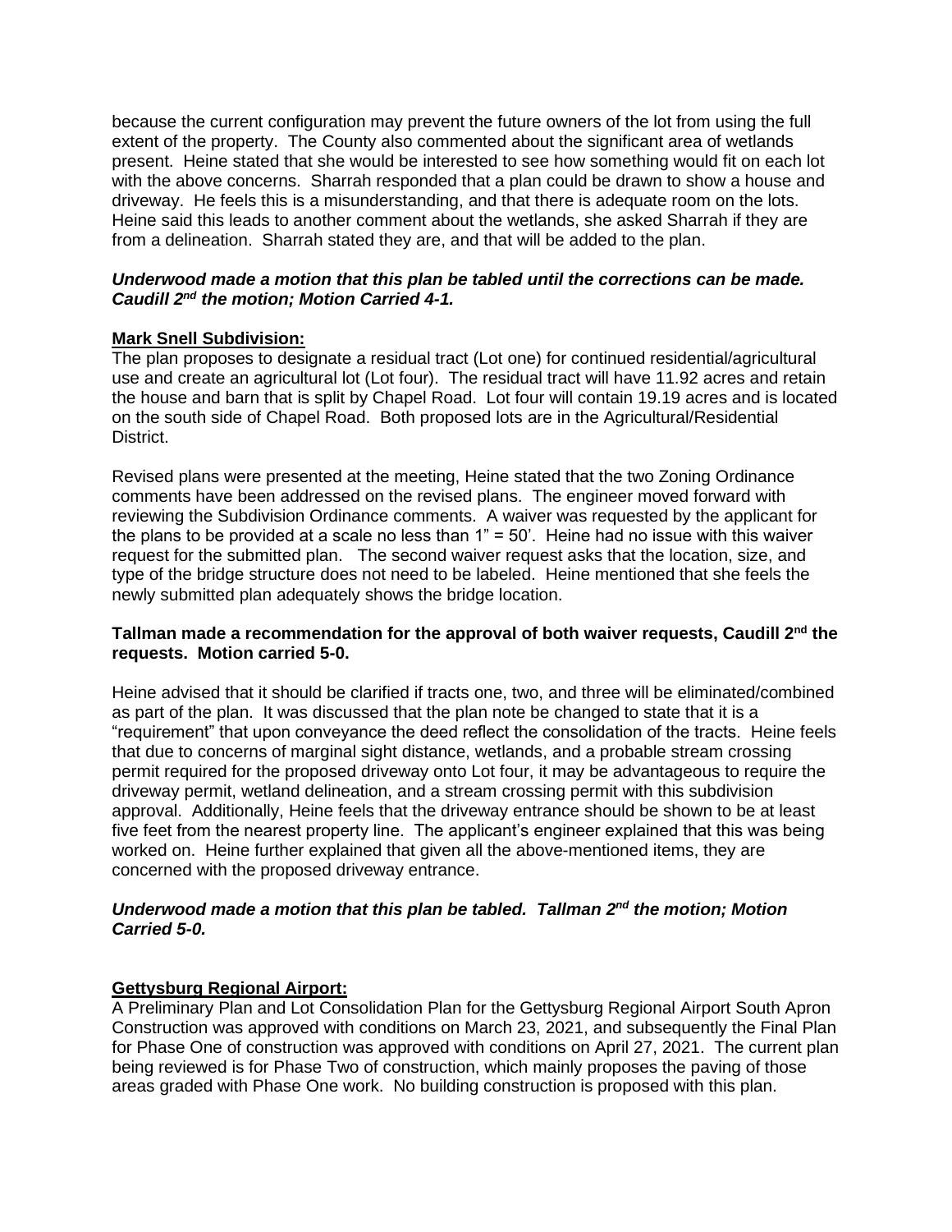because the current configuration may prevent the future owners of the lot from using the full extent of the property. The County also commented about the significant area of wetlands present. Heine stated that she would be interested to see how something would fit on each lot with the above concerns. Sharrah responded that a plan could be drawn to show a house and driveway. He feels this is a misunderstanding, and that there is adequate room on the lots. Heine said this leads to another comment about the wetlands, she asked Sharrah if they are from a delineation. Sharrah stated they are, and that will be added to the plan.

***Underwood made a motion that this plan be tabled until the corrections can be made. Caudill 2nd the motion; Motion Carried 4-1.***

**Mark Snell Subdivision:**
The plan proposes to designate a residual tract (Lot one) for continued residential/agricultural use and create an agricultural lot (Lot four). The residual tract will have 11.92 acres and retain the house and barn that is split by Chapel Road. Lot four will contain 19.19 acres and is located on the south side of Chapel Road. Both proposed lots are in the Agricultural/Residential District.

Revised plans were presented at the meeting, Heine stated that the two Zoning Ordinance comments have been addressed on the revised plans. The engineer moved forward with reviewing the Subdivision Ordinance comments. A waiver was requested by the applicant for the plans to be provided at a scale no less than 1" = 50'. Heine had no issue with this waiver request for the submitted plan. The second waiver request asks that the location, size, and type of the bridge structure does not need to be labeled. Heine mentioned that she feels the newly submitted plan adequately shows the bridge location.

**Tallman made a recommendation for the approval of both waiver requests, Caudill 2nd the requests. Motion carried 5-0.**

Heine advised that it should be clarified if tracts one, two, and three will be eliminated/combined as part of the plan. It was discussed that the plan note be changed to state that it is a "requirement" that upon conveyance the deed reflect the consolidation of the tracts. Heine feels that due to concerns of marginal sight distance, wetlands, and a probable stream crossing permit required for the proposed driveway onto Lot four, it may be advantageous to require the driveway permit, wetland delineation, and a stream crossing permit with this subdivision approval. Additionally, Heine feels that the driveway entrance should be shown to be at least five feet from the nearest property line. The applicant's engineer explained that this was being worked on. Heine further explained that given all the above-mentioned items, they are concerned with the proposed driveway entrance.

***Underwood made a motion that this plan be tabled. Tallman 2nd the motion; Motion Carried 5-0.***

**Gettysburg Regional Airport:**
A Preliminary Plan and Lot Consolidation Plan for the Gettysburg Regional Airport South Apron Construction was approved with conditions on March 23, 2021, and subsequently the Final Plan for Phase One of construction was approved with conditions on April 27, 2021. The current plan being reviewed is for Phase Two of construction, which mainly proposes the paving of those areas graded with Phase One work. No building construction is proposed with this plan.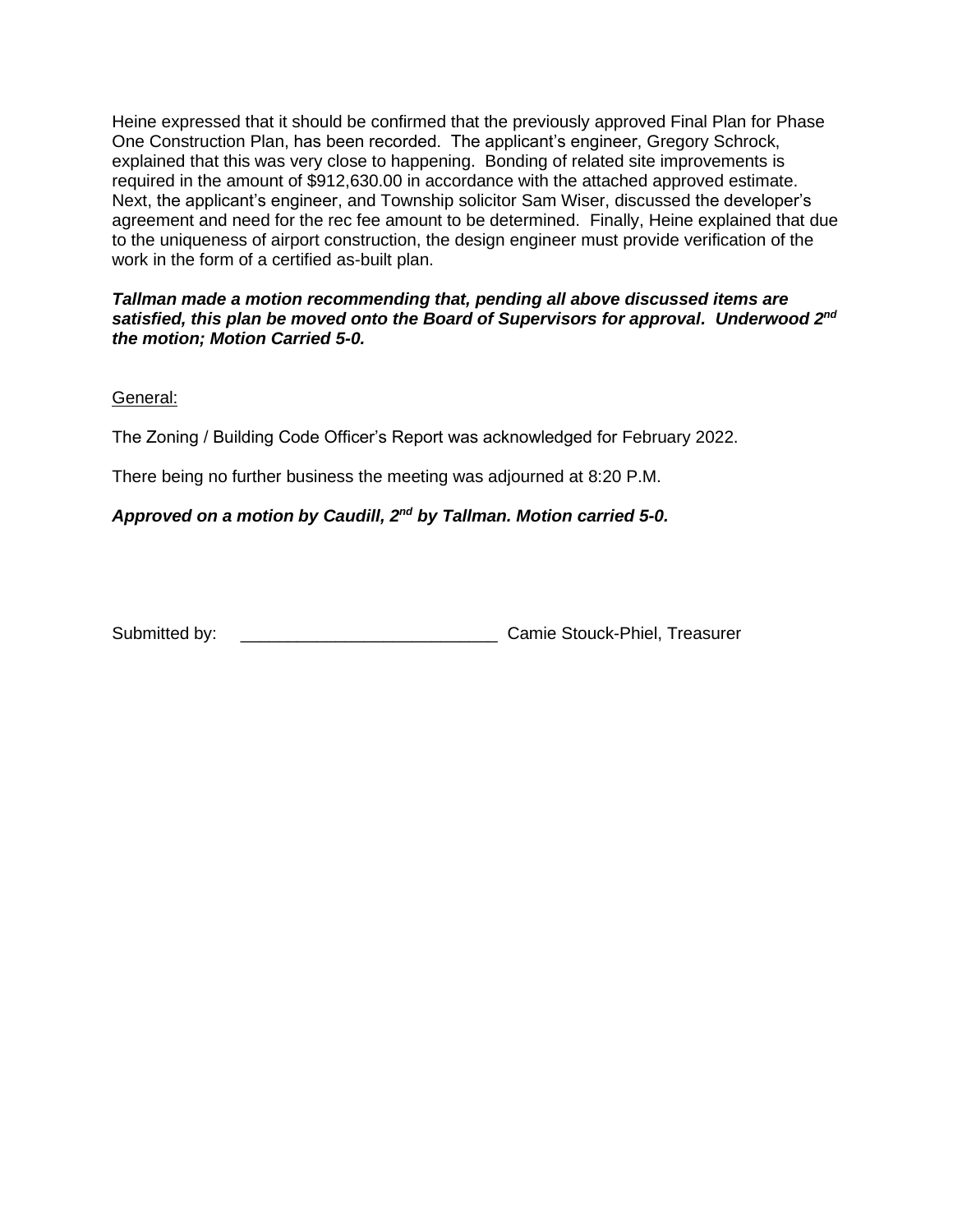Heine expressed that it should be confirmed that the previously approved Final Plan for Phase One Construction Plan, has been recorded. The applicant's engineer, Gregory Schrock, explained that this was very close to happening. Bonding of related site improvements is required in the amount of $912,630.00 in accordance with the attached approved estimate. Next, the applicant's engineer, and Township solicitor Sam Wiser, discussed the developer's agreement and need for the rec fee amount to be determined. Finally, Heine explained that due to the uniqueness of airport construction, the design engineer must provide verification of the work in the form of a certified as-built plan.

***Tallman made a motion recommending that, pending all above discussed items are satisfied, this plan be moved onto the Board of Supervisors for approval. Underwood 2nd the motion; Motion Carried 5-0.***

General:

The Zoning / Building Code Officer's Report was acknowledged for February 2022.

There being no further business the meeting was adjourned at 8:20 P.M.

***Approved on a motion by Caudill, 2nd by Tallman. Motion carried 5-0.***

Submitted by: \_\_\_\_\_\_\_\_\_\_\_\_\_\_\_\_\_\_\_\_\_\_\_\_\_\_ Camie Stouck-Phiel, Treasurer